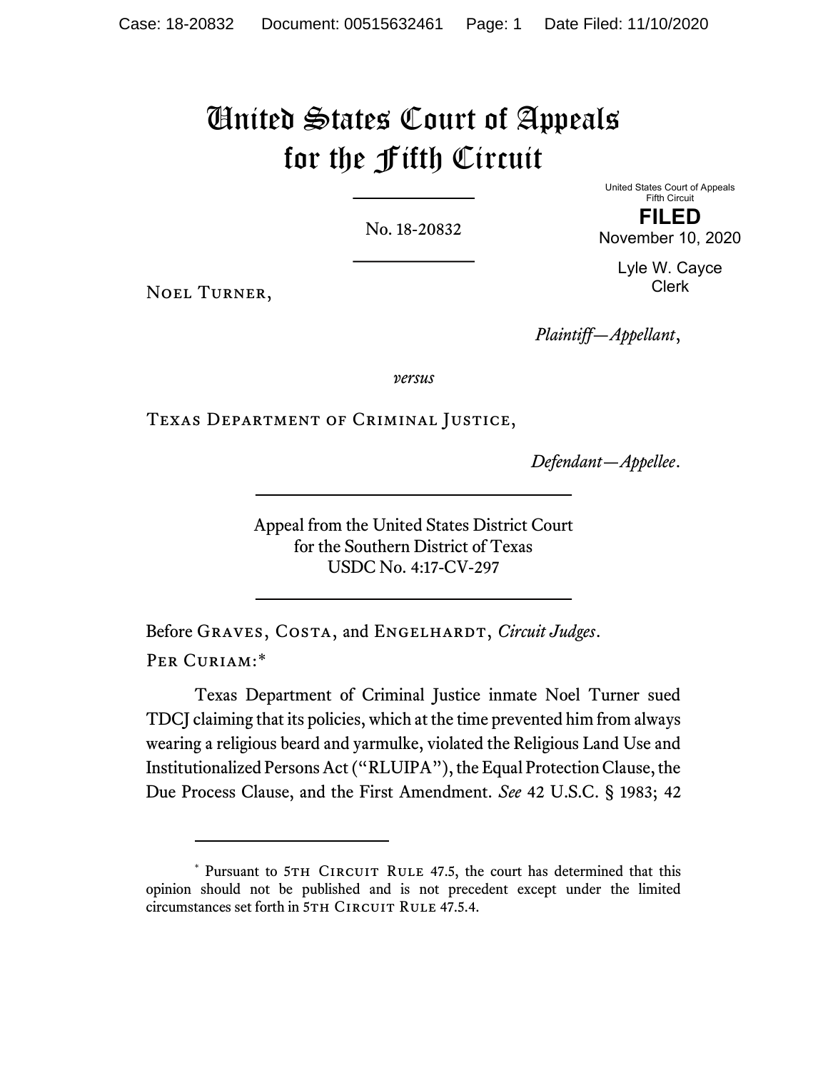# United States Court of Appeals for the Fifth Circuit

No. 18-20832

United States Court of Appeals
Fifth Circuit

**FILED**

November 10, 2020

Lyle W. Cayce
Clerk

Noel Turner,

*Plaintiff—Appellant*,

*versus*

Texas Department of Criminal Justice,

*Defendant—Appellee*.

Appeal from the United States District Court
for the Southern District of Texas
USDC No. 4:17-CV-297

Before Graves, Costa, and Engelhardt, *Circuit Judges*.

Per Curiam:*

Texas Department of Criminal Justice inmate Noel Turner sued TDCJ claiming that its policies, which at the time prevented him from always wearing a religious beard and yarmulke, violated the Religious Land Use and Institutionalized Persons Act ("RLUIPA"), the Equal Protection Clause, the Due Process Clause, and the First Amendment. *See* 42 U.S.C. § 1983; 42

---

\* Pursuant to 5th Circuit Rule 47.5, the court has determined that this opinion should not be published and is not precedent except under the limited circumstances set forth in 5th Circuit Rule 47.5.4.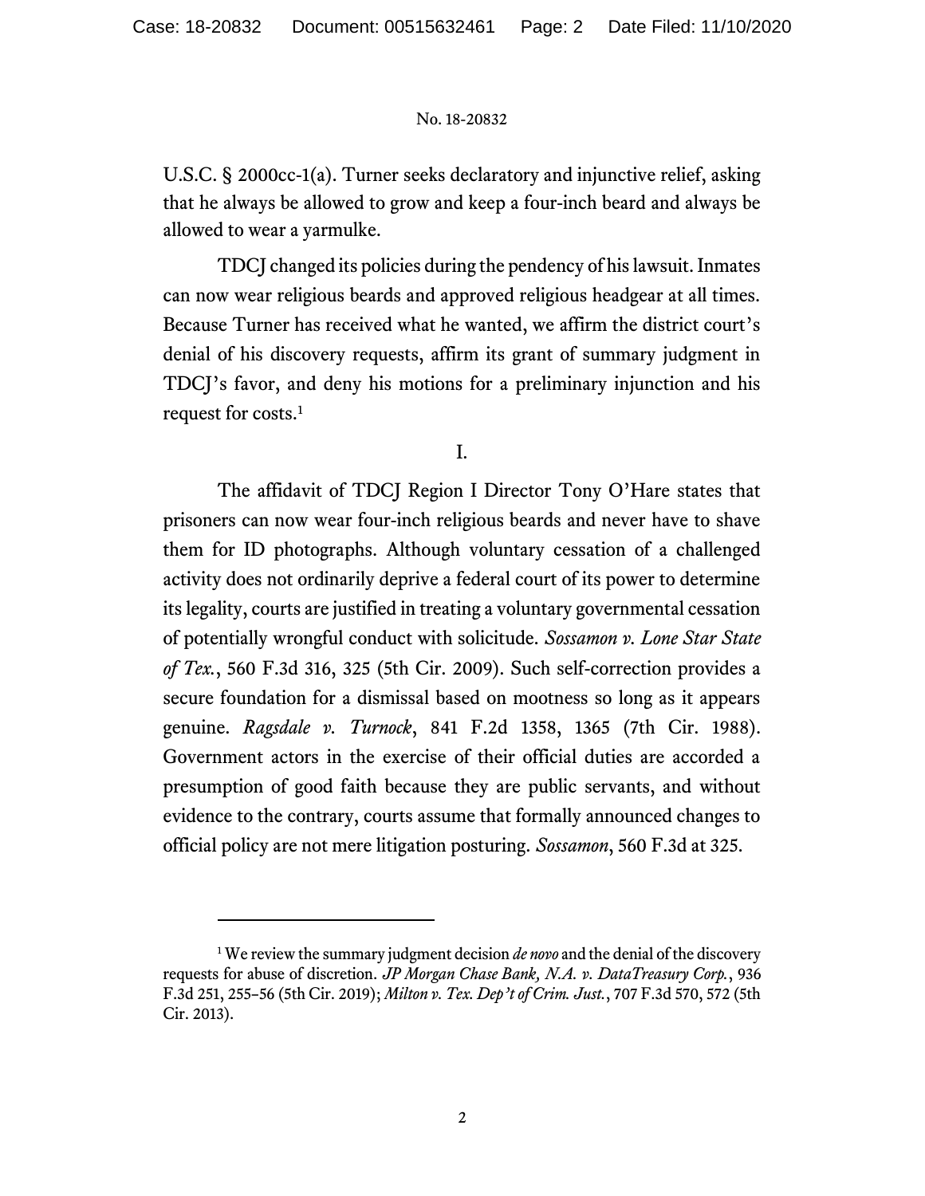U.S.C. § 2000cc-1(a). Turner seeks declaratory and injunctive relief, asking that he always be allowed to grow and keep a four-inch beard and always be allowed to wear a yarmulke.

TDCJ changed its policies during the pendency of his lawsuit. Inmates can now wear religious beards and approved religious headgear at all times. Because Turner has received what he wanted, we affirm the district court's denial of his discovery requests, affirm its grant of summary judgment in TDCJ's favor, and deny his motions for a preliminary injunction and his request for costs.[1]

I.

The affidavit of TDCJ Region I Director Tony O'Hare states that prisoners can now wear four-inch religious beards and never have to shave them for ID photographs. Although voluntary cessation of a challenged activity does not ordinarily deprive a federal court of its power to determine its legality, courts are justified in treating a voluntary governmental cessation of potentially wrongful conduct with solicitude. *Sossamon v. Lone Star State of Tex.*, 560 F.3d 316, 325 (5th Cir. 2009). Such self-correction provides a secure foundation for a dismissal based on mootness so long as it appears genuine. *Ragsdale v. Turnock*, 841 F.2d 1358, 1365 (7th Cir. 1988). Government actors in the exercise of their official duties are accorded a presumption of good faith because they are public servants, and without evidence to the contrary, courts assume that formally announced changes to official policy are not mere litigation posturing. *Sossamon*, 560 F.3d at 325.

---

[1] We review the summary judgment decision *de novo* and the denial of the discovery requests for abuse of discretion. *JP Morgan Chase Bank, N.A. v. DataTreasury Corp.*, 936 F.3d 251, 255–56 (5th Cir. 2019); *Milton v. Tex. Dep't of Crim. Just.*, 707 F.3d 570, 572 (5th Cir. 2013).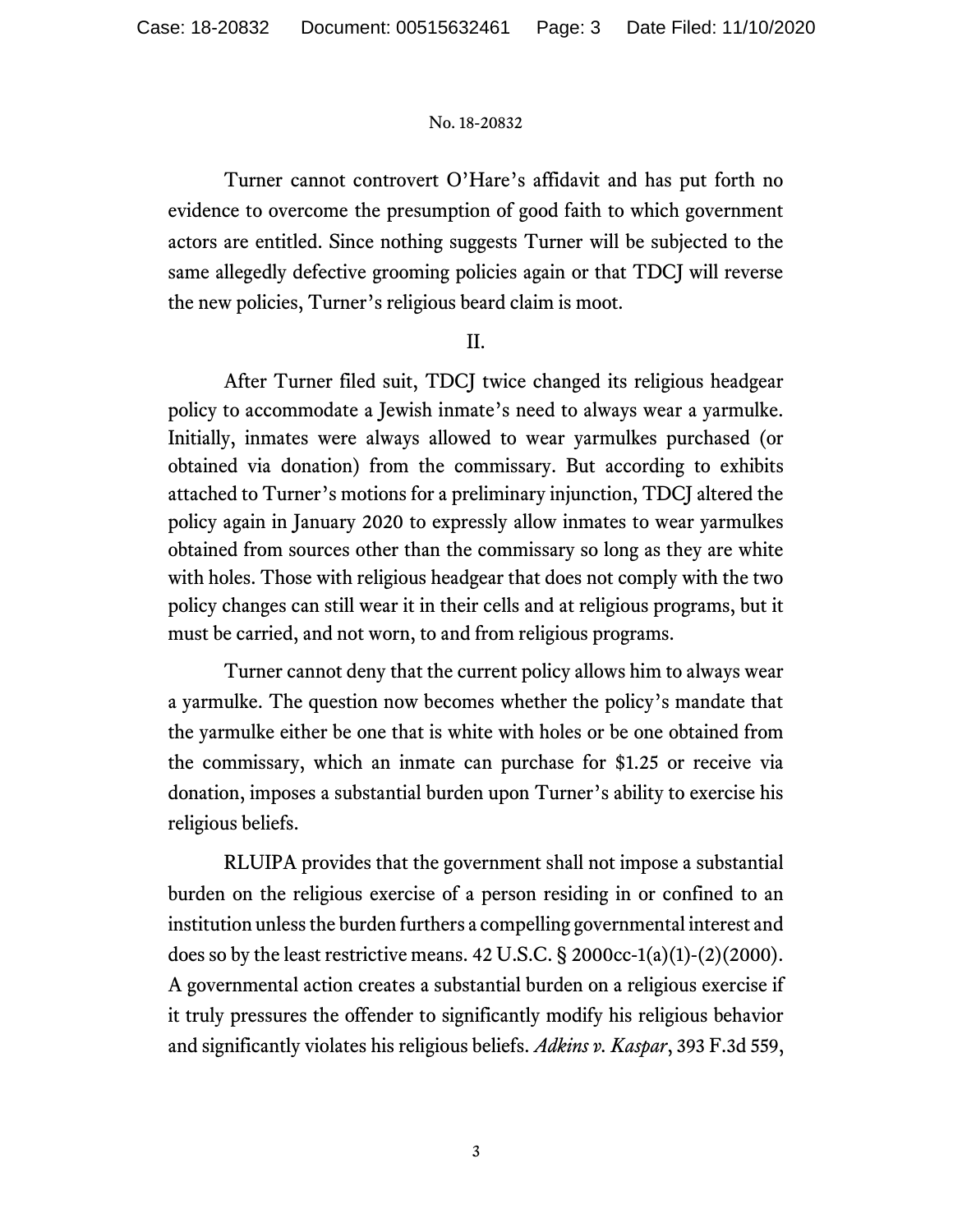Turner cannot controvert O'Hare's affidavit and has put forth no evidence to overcome the presumption of good faith to which government actors are entitled. Since nothing suggests Turner will be subjected to the same allegedly defective grooming policies again or that TDCJ will reverse the new policies, Turner's religious beard claim is moot.

II.

After Turner filed suit, TDCJ twice changed its religious headgear policy to accommodate a Jewish inmate's need to always wear a yarmulke. Initially, inmates were always allowed to wear yarmulkes purchased (or obtained via donation) from the commissary. But according to exhibits attached to Turner's motions for a preliminary injunction, TDCJ altered the policy again in January 2020 to expressly allow inmates to wear yarmulkes obtained from sources other than the commissary so long as they are white with holes. Those with religious headgear that does not comply with the two policy changes can still wear it in their cells and at religious programs, but it must be carried, and not worn, to and from religious programs.

Turner cannot deny that the current policy allows him to always wear a yarmulke. The question now becomes whether the policy's mandate that the yarmulke either be one that is white with holes or be one obtained from the commissary, which an inmate can purchase for $1.25 or receive via donation, imposes a substantial burden upon Turner's ability to exercise his religious beliefs.

RLUIPA provides that the government shall not impose a substantial burden on the religious exercise of a person residing in or confined to an institution unless the burden furthers a compelling governmental interest and does so by the least restrictive means. 42 U.S.C. § 2000cc-1(a)(1)-(2)(2000). A governmental action creates a substantial burden on a religious exercise if it truly pressures the offender to significantly modify his religious behavior and significantly violates his religious beliefs. *Adkins v. Kaspar*, 393 F.3d 559,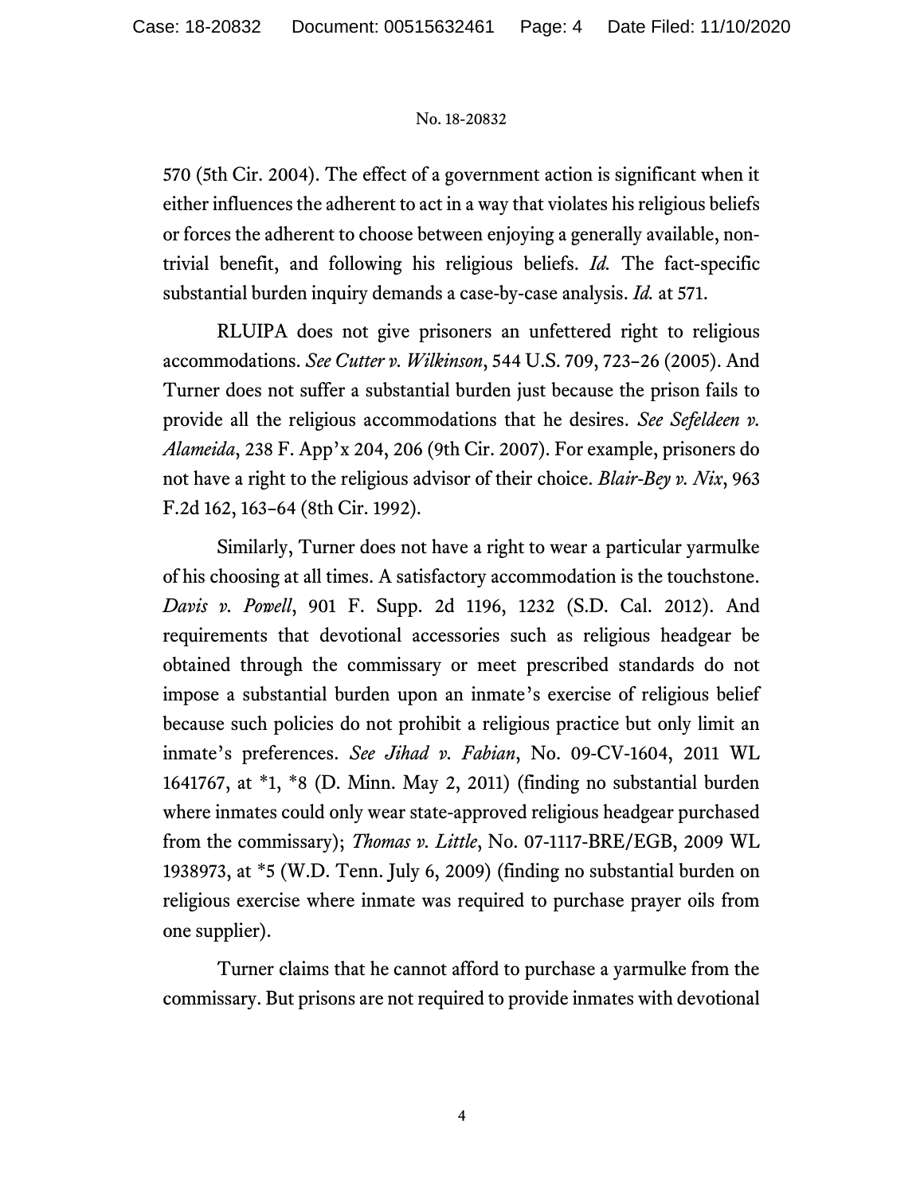570 (5th Cir. 2004). The effect of a government action is significant when it either influences the adherent to act in a way that violates his religious beliefs or forces the adherent to choose between enjoying a generally available, non-trivial benefit, and following his religious beliefs. *Id.* The fact-specific substantial burden inquiry demands a case-by-case analysis. *Id.* at 571.

RLUIPA does not give prisoners an unfettered right to religious accommodations. *See Cutter v. Wilkinson*, 544 U.S. 709, 723–26 (2005). And Turner does not suffer a substantial burden just because the prison fails to provide all the religious accommodations that he desires. *See Sefeldeen v. Alameida*, 238 F. App'x 204, 206 (9th Cir. 2007). For example, prisoners do not have a right to the religious advisor of their choice. *Blair-Bey v. Nix*, 963 F.2d 162, 163–64 (8th Cir. 1992).

Similarly, Turner does not have a right to wear a particular yarmulke of his choosing at all times. A satisfactory accommodation is the touchstone. *Davis v. Powell*, 901 F. Supp. 2d 1196, 1232 (S.D. Cal. 2012). And requirements that devotional accessories such as religious headgear be obtained through the commissary or meet prescribed standards do not impose a substantial burden upon an inmate's exercise of religious belief because such policies do not prohibit a religious practice but only limit an inmate's preferences. *See Jihad v. Fabian*, No. 09-CV-1604, 2011 WL 1641767, at *1, *8 (D. Minn. May 2, 2011) (finding no substantial burden where inmates could only wear state-approved religious headgear purchased from the commissary); *Thomas v. Little*, No. 07-1117-BRE/EGB, 2009 WL 1938973, at *5 (W.D. Tenn. July 6, 2009) (finding no substantial burden on religious exercise where inmate was required to purchase prayer oils from one supplier).

Turner claims that he cannot afford to purchase a yarmulke from the commissary. But prisons are not required to provide inmates with devotional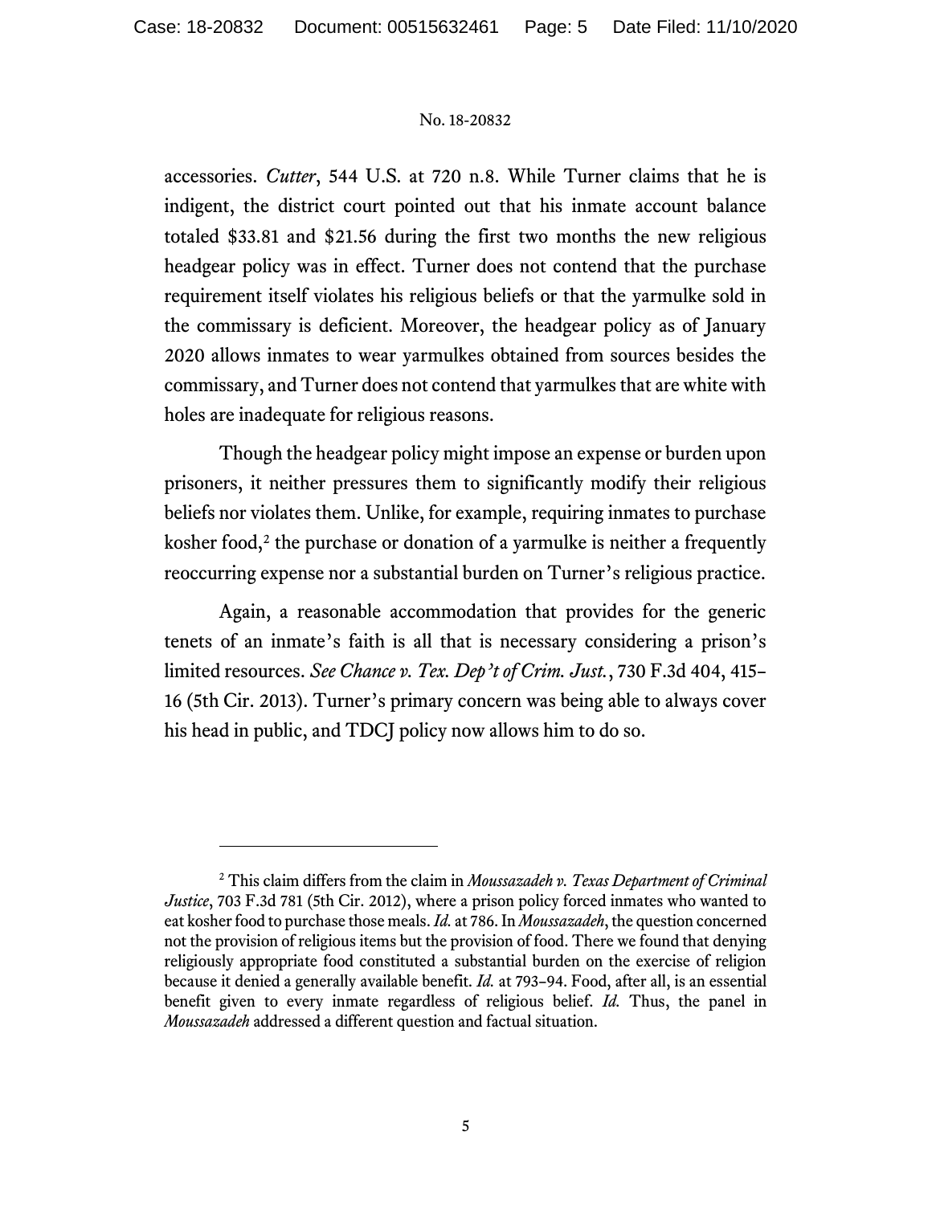accessories. *Cutter*, 544 U.S. at 720 n.8. While Turner claims that he is indigent, the district court pointed out that his inmate account balance totaled $33.81 and $21.56 during the first two months the new religious headgear policy was in effect. Turner does not contend that the purchase requirement itself violates his religious beliefs or that the yarmulke sold in the commissary is deficient. Moreover, the headgear policy as of January 2020 allows inmates to wear yarmulkes obtained from sources besides the commissary, and Turner does not contend that yarmulkes that are white with holes are inadequate for religious reasons.

Though the headgear policy might impose an expense or burden upon prisoners, it neither pressures them to significantly modify their religious beliefs nor violates them. Unlike, for example, requiring inmates to purchase kosher food,[2] the purchase or donation of a yarmulke is neither a frequently reoccurring expense nor a substantial burden on Turner's religious practice.

Again, a reasonable accommodation that provides for the generic tenets of an inmate's faith is all that is necessary considering a prison's limited resources. *See Chance v. Tex. Dep't of Crim. Just.*, 730 F.3d 404, 415–16 (5th Cir. 2013). Turner's primary concern was being able to always cover his head in public, and TDCJ policy now allows him to do so.

---

[2] This claim differs from the claim in *Moussazadeh v. Texas Department of Criminal Justice*, 703 F.3d 781 (5th Cir. 2012), where a prison policy forced inmates who wanted to eat kosher food to purchase those meals. *Id.* at 786. In *Moussazadeh*, the question concerned not the provision of religious items but the provision of food. There we found that denying religiously appropriate food constituted a substantial burden on the exercise of religion because it denied a generally available benefit. *Id.* at 793–94. Food, after all, is an essential benefit given to every inmate regardless of religious belief. *Id.* Thus, the panel in *Moussazadeh* addressed a different question and factual situation.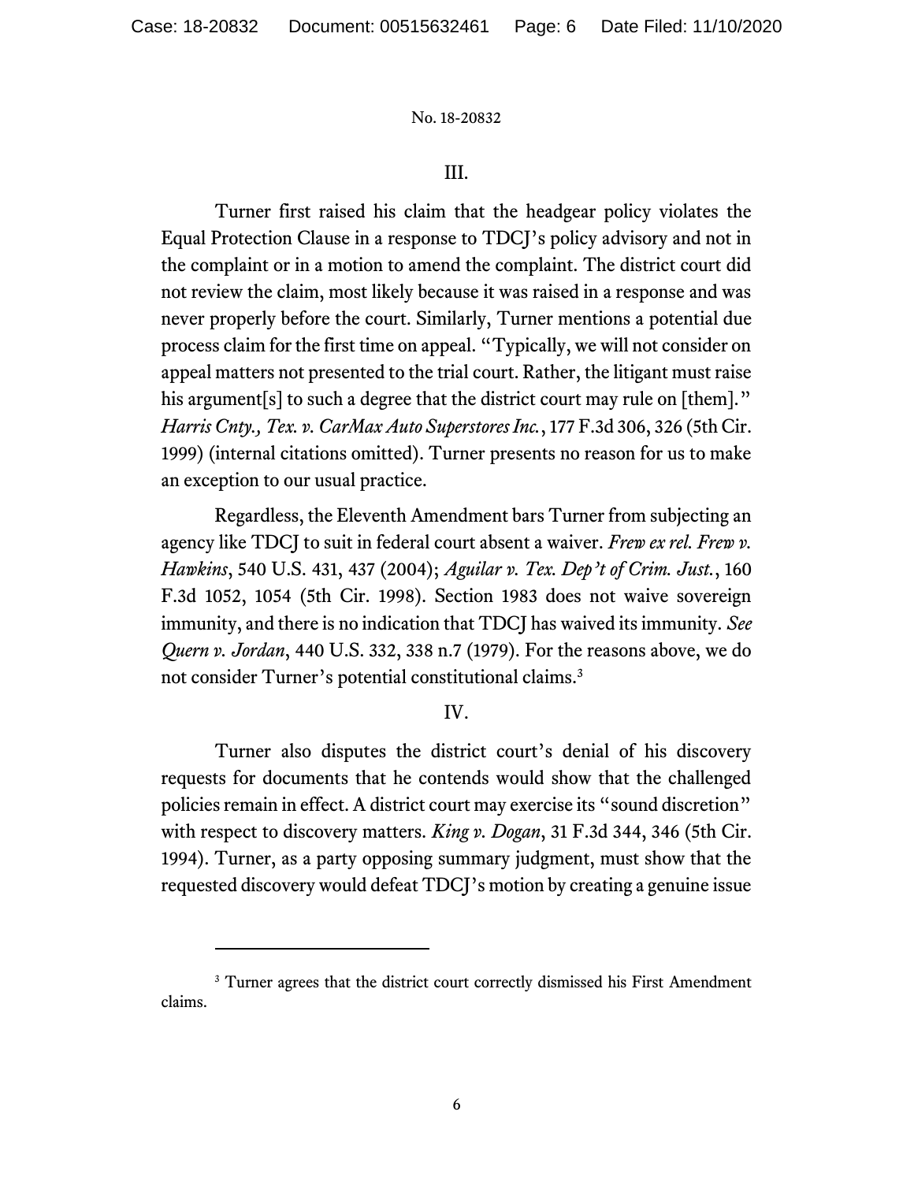## III.

Turner first raised his claim that the headgear policy violates the Equal Protection Clause in a response to TDCJ's policy advisory and not in the complaint or in a motion to amend the complaint. The district court did not review the claim, most likely because it was raised in a response and was never properly before the court. Similarly, Turner mentions a potential due process claim for the first time on appeal. "Typically, we will not consider on appeal matters not presented to the trial court. Rather, the litigant must raise his argument[s] to such a degree that the district court may rule on [them]." *Harris Cnty., Tex. v. CarMax Auto Superstores Inc.*, 177 F.3d 306, 326 (5th Cir. 1999) (internal citations omitted). Turner presents no reason for us to make an exception to our usual practice.

Regardless, the Eleventh Amendment bars Turner from subjecting an agency like TDCJ to suit in federal court absent a waiver. *Frew ex rel. Frew v. Hawkins*, 540 U.S. 431, 437 (2004); *Aguilar v. Tex. Dep't of Crim. Just.*, 160 F.3d 1052, 1054 (5th Cir. 1998). Section 1983 does not waive sovereign immunity, and there is no indication that TDCJ has waived its immunity. *See Quern v. Jordan*, 440 U.S. 332, 338 n.7 (1979). For the reasons above, we do not consider Turner's potential constitutional claims.[3]

## IV.

Turner also disputes the district court's denial of his discovery requests for documents that he contends would show that the challenged policies remain in effect. A district court may exercise its "sound discretion" with respect to discovery matters. *King v. Dogan*, 31 F.3d 344, 346 (5th Cir. 1994). Turner, as a party opposing summary judgment, must show that the requested discovery would defeat TDCJ's motion by creating a genuine issue

---

[3] Turner agrees that the district court correctly dismissed his First Amendment claims.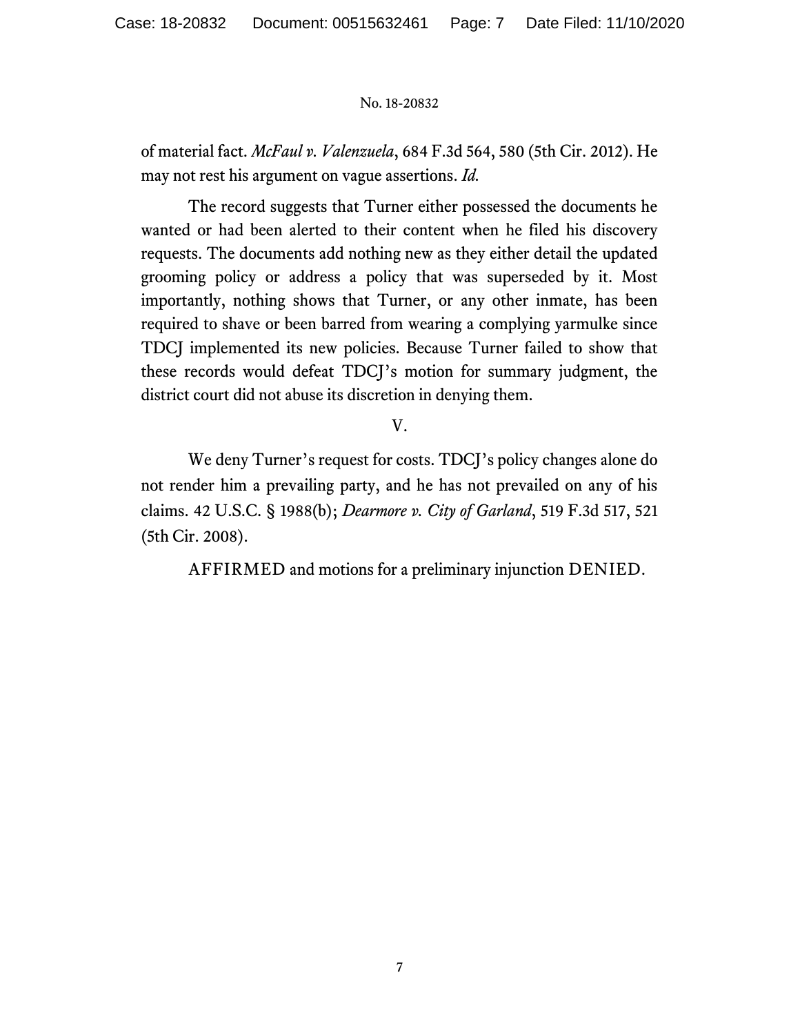of material fact. *McFaul v. Valenzuela*, 684 F.3d 564, 580 (5th Cir. 2012). He may not rest his argument on vague assertions. *Id.*

The record suggests that Turner either possessed the documents he wanted or had been alerted to their content when he filed his discovery requests. The documents add nothing new as they either detail the updated grooming policy or address a policy that was superseded by it. Most importantly, nothing shows that Turner, or any other inmate, has been required to shave or been barred from wearing a complying yarmulke since TDCJ implemented its new policies. Because Turner failed to show that these records would defeat TDCJ's motion for summary judgment, the district court did not abuse its discretion in denying them.

## V.

We deny Turner's request for costs. TDCJ's policy changes alone do not render him a prevailing party, and he has not prevailed on any of his claims. 42 U.S.C. § 1988(b); *Dearmore v. City of Garland*, 519 F.3d 517, 521 (5th Cir. 2008).

AFFIRMED and motions for a preliminary injunction DENIED.